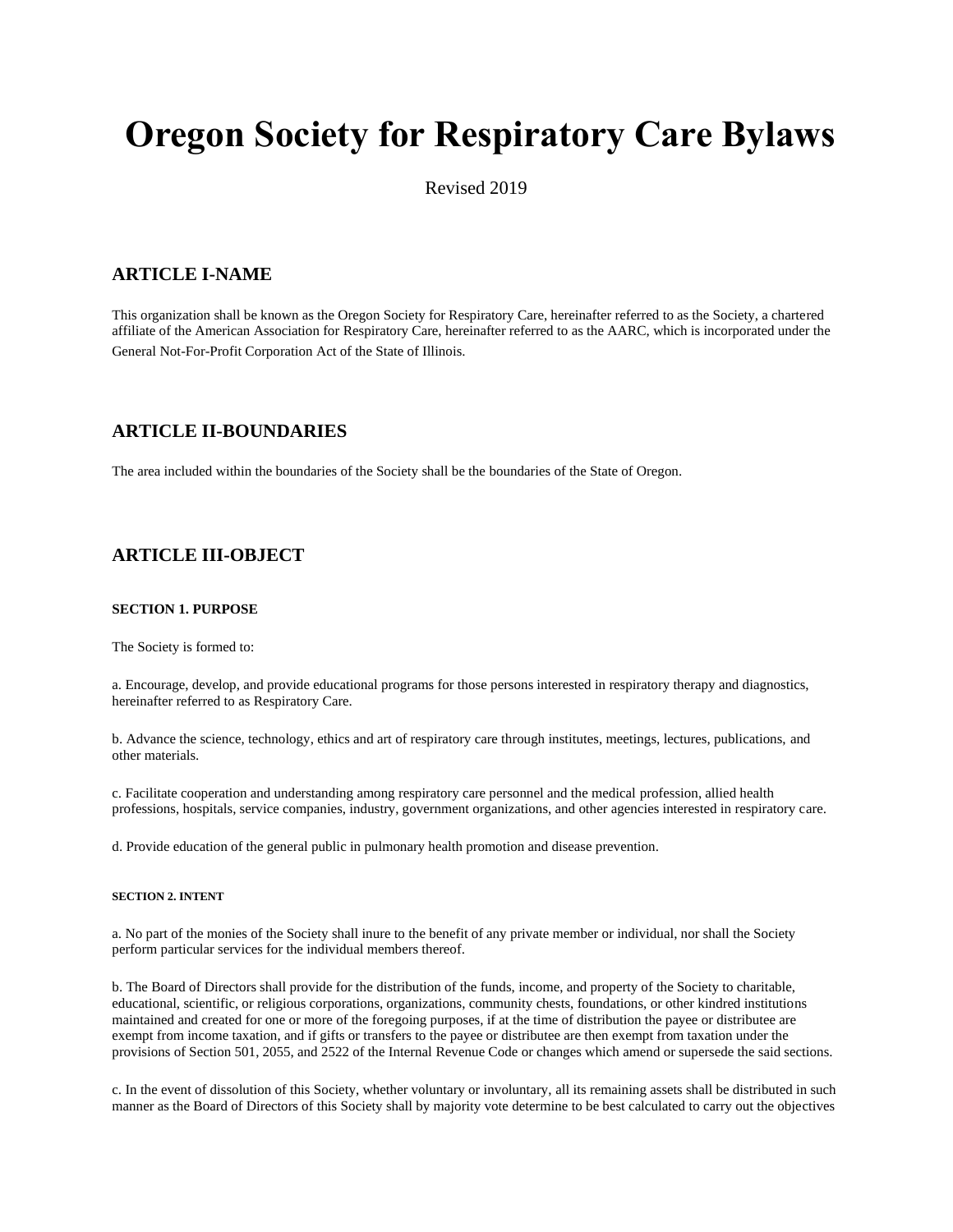# Oregon Society for Respiratory Care Bylaws

Revised 2019

## ARTICLE I-NAME

This organization shall be known as the Oregon Society for Respiratory Care, hereinafter referred to as the Society, a chartered affiliate of the American Association for Respiratory Care, hereinafter referred to as the AARC, which is incorporated under the General Not-For-Profit Corporation Act of the State of Illinois.

## ARTICLE II-BOUNDARIES

The area included within the boundaries of the Society shall be the boundaries of the State of Oregon.

## ARTICLE III-OBJECT

#### SECTION 1. PURPOSE

The Society is formed to:

a. Encourage, develop, and provide educational programs for those persons interested in respiratory therapy and diagnostics, hereinafter referred to as Respiratory Care.

b. Advance the science, technology, ethics and art of respiratory care through institutes, meetings, lectures, publications, and other materials.

c. Facilitate cooperation and understanding among respiratory care personnel and the medical profession, allied health professions, hospitals, service companies, industry, government organizations, and other agencies interested in respiratory care.

d. Provide education of the general public in pulmonary health promotion and disease prevention.

#### SECTION 2. INTENT

a. No part of the monies of the Society shall inure to the benefit of any private member or individual, nor shall the Society perform particular services for the individual members thereof.

b. The Board of Directors shall provide for the distribution of the funds, income, and property of the Society to charitable, educational, scientific, or religious corporations, organizations, community chests, foundations, or other kindred institutions maintained and created for one or more of the foregoing purposes, if at the time of distribution the payee or distributee are exempt from income taxation, and if gifts or transfers to the payee or distributee are then exempt from taxation under the provisions of Section 501, 2055, and 2522 of the Internal Revenue Code or changes which amend or supersede the said sections.

c. In the event of dissolution of this Society, whether voluntary or involuntary, all its remaining assets shall be distributed in such manner as the Board of Directors of this Society shall by majority vote determine to be best calculated to carry out the objectives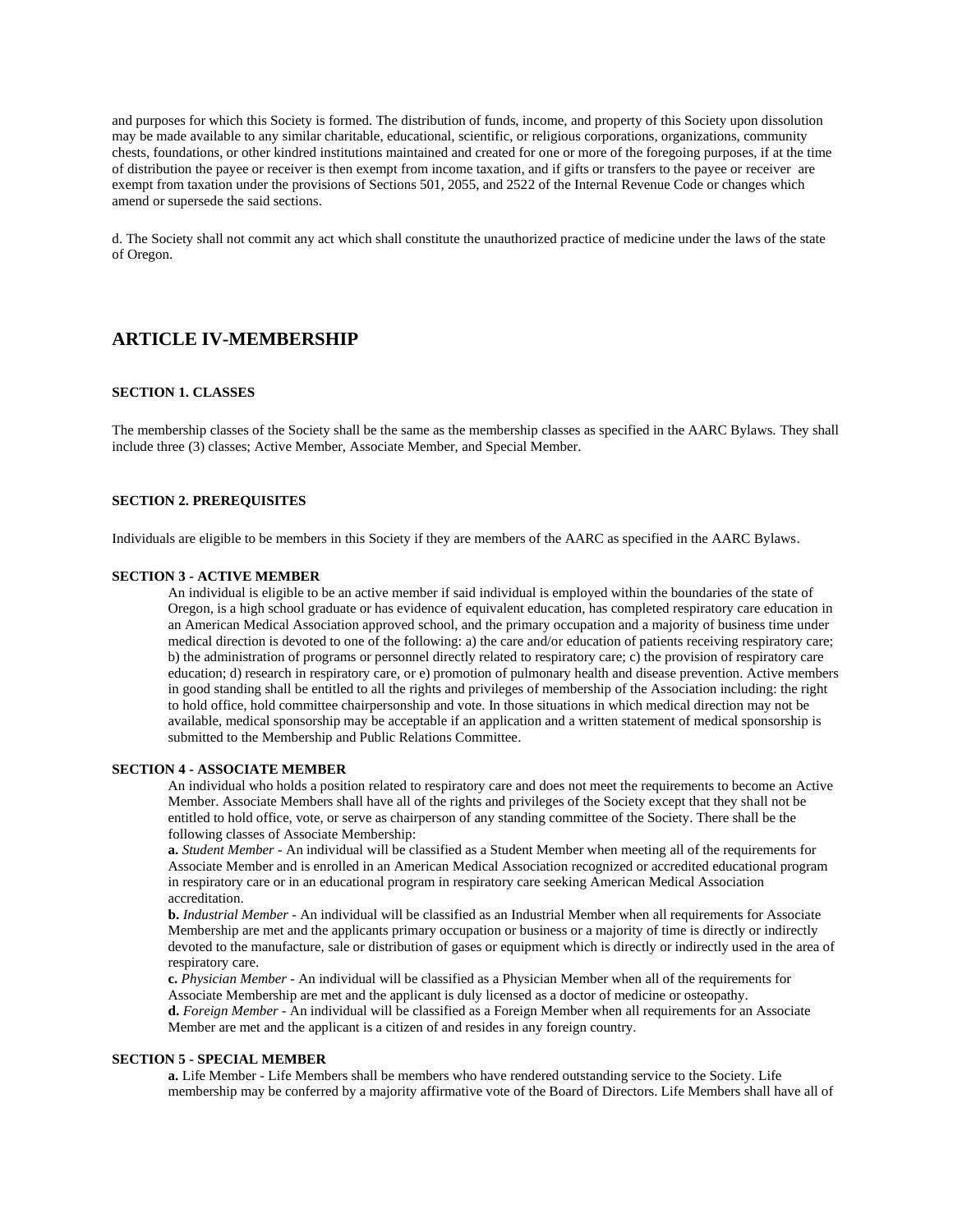and purposes for which this Society is formed. The distribution of funds, income, and property of this Society upon dissolution may be made available to any similar charitable, educational, scientific, or religious corporations, organizations, community chests, foundations, or other kindred institutions maintained and created for one or more of the foregoing purposes, if at the time of distribution the payee or receiver is then exempt from income taxation, and if gifts or transfers to the payee or receiver are exempt from taxation under the provisions of Sections 501, 2055, and 2522 of the Internal Revenue Code or changes which amend or supersede the said sections.

d. The Society shall not commit any act which shall constitute the unauthorized practice of medicine under the laws of the state of Oregon.

## ARTICLE IV-MEMBERSHIP

### SECTION 1. CLASSES

The membership classes of the Society shall be the same as the membership classes as specified in the AARC Bylaws. They shall include three (3) classes; Active Member, Associate Member, and Special Member.

### SECTION 2. PREREQUISITES

Individuals are eligible to be members in this Society if they are members of the AARC as specified in the AARC Bylaws.

### SECTION 3 - ACTIVE MEMBER

An individual is eligible to be an active member if said individual is employed within the boundaries of the state of Oregon, is a high school graduate or has evidence of equivalent education, has completed respiratory care education in an American Medical Association approved school, and the primary occupation and a majority of business time under medical direction is devoted to one of the following: a) the care and/or education of patients receiving respiratory care; b) the administration of programs or personnel directly related to respiratory care; c) the provision of respiratory care education; d) research in respiratory care, or e) promotion of pulmonary health and disease prevention. Active members in good standing shall be entitled to all the rights and privileges of membership of the Association including: the right to hold office, hold committee chairpersonship and vote. In those situations in which medical direction may not be available, medical sponsorship may be acceptable if an application and a written statement of medical sponsorship is submitted to the Membership and Public Relations Committee.

### SECTION 4 - ASSOCIATE MEMBER

An individual who holds a position related to respiratory care and does not meet the requirements to become an Active Member. Associate Members shall have all of the rights and privileges of the Society except that they shall not be entitled to hold office, vote, or serve as chairperson of any standing committee of the Society. There shall be the following classes of Associate Membership:

**a.** *Student Member* - An individual will be classified as a Student Member when meeting all of the requirements for Associate Member and is enrolled in an American Medical Association recognized or accredited educational program in respiratory care or in an educational program in respiratory care seeking American Medical Association accreditation.

**b.** *Industrial Member* - An individual will be classified as an Industrial Member when all requirements for Associate Membership are met and the applicants primary occupation or business or a majority of time is directly or indirectly devoted to the manufacture, sale or distribution of gases or equipment which is directly or indirectly used in the area of respiratory care.

**c.** *Physician Member* - An individual will be classified as a Physician Member when all of the requirements for Associate Membership are met and the applicant is duly licensed as a doctor of medicine or osteopathy.

**d.** *Foreign Member* - An individual will be classified as a Foreign Member when all requirements for an Associate Member are met and the applicant is a citizen of and resides in any foreign country.

### SECTION 5 - SPECIAL MEMBER

**a.** Life Member - Life Members shall be members who have rendered outstanding service to the Society. Life membership may be conferred by a majority affirmative vote of the Board of Directors. Life Members shall have all of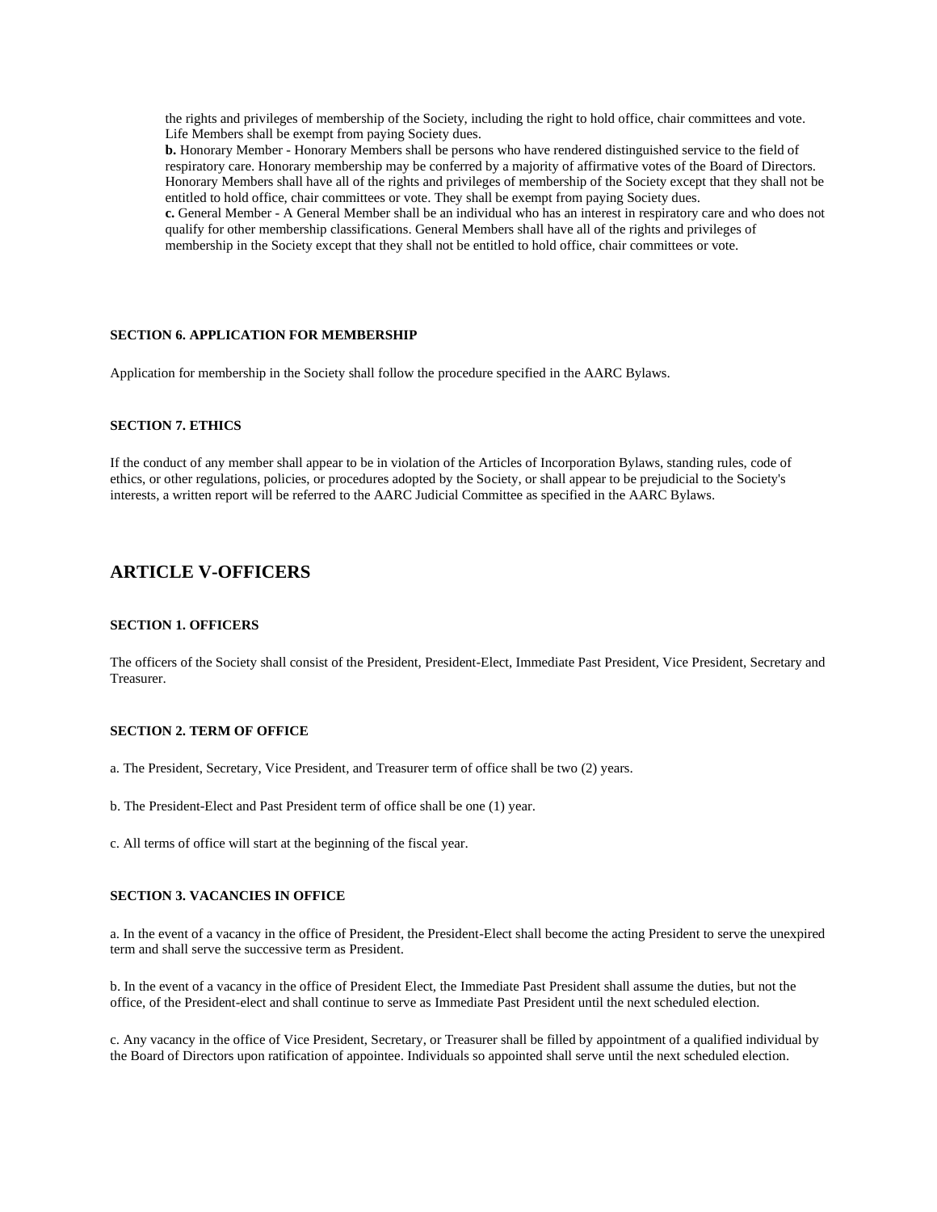the rights and privileges of membership of the Society, including the right to hold office, chair committees and vote. Life Members shall be exempt from paying Society dues.

**b.** Honorary Member - Honorary Members shall be persons who have rendered distinguished service to the field of respiratory care. Honorary membership may be conferred by a majority of affirmative votes of the Board of Directors. Honorary Members shall have all of the rights and privileges of membership of the Society except that they shall not be entitled to hold office, chair committees or vote. They shall be exempt from paying Society dues.

**c.** General Member - A General Member shall be an individual who has an interest in respiratory care and who does not qualify for other membership classifications. General Members shall have all of the rights and privileges of membership in the Society except that they shall not be entitled to hold office, chair committees or vote.

#### SECTION 6. APPLICATION FOR MEMBERSHIP

Application for membership in the Society shall follow the procedure specified in the AARC Bylaws.

#### SECTION 7. ETHICS

If the conduct of any member shall appear to be in violation of the Articles of Incorporation Bylaws, standing rules, code of ethics, or other regulations, policies, or procedures adopted by the Society, or shall appear to be prejudicial to the Society's interests, a written report will be referred to the AARC Judicial Committee as specified in the AARC Bylaws.

## ARTICLE V-OFFICERS

#### SECTION 1. OFFICERS

The officers of the Society shall consist of the President, President-Elect, Immediate Past President, Vice President, Secretary and Treasurer.

#### SECTION 2. TERM OF OFFICE

a. The President, Secretary, Vice President, and Treasurer term of office shall be two (2) years.

b. The President-Elect and Past President term of office shall be one (1) year.

c. All terms of office will start at the beginning of the fiscal year.

#### SECTION 3. VACANCIES IN OFFICE

a. In the event of a vacancy in the office of President, the President-Elect shall become the acting President to serve the unexpired term and shall serve the successive term as President.

b. In the event of a vacancy in the office of President Elect, the Immediate Past President shall assume the duties, but not the office, of the President-elect and shall continue to serve as Immediate Past President until the next scheduled election.

c. Any vacancy in the office of Vice President, Secretary, or Treasurer shall be filled by appointment of a qualified individual by the Board of Directors upon ratification of appointee. Individuals so appointed shall serve until the next scheduled election.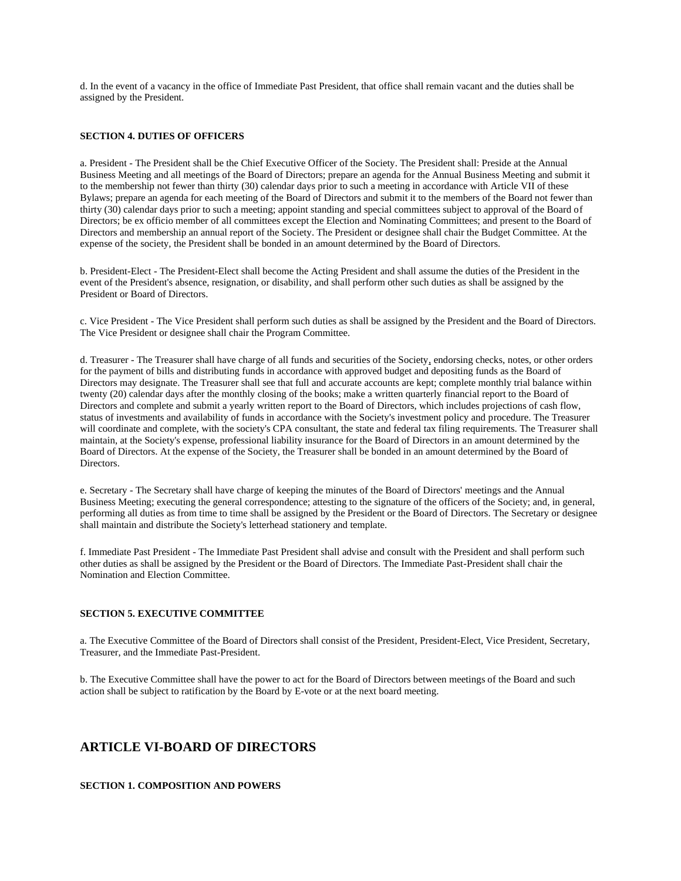d. In the event of a vacancy in the office of Immediate Past President, that office shall remain vacant and the duties shall be assigned by the President.

#### SECTION 4. DUTIES OF OFFICERS

a. President - The President shall be the Chief Executive Officer of the Society. The President shall: Preside at the Annual Business Meeting and all meetings of the Board of Directors; prepare an agenda for the Annual Business Meeting and submit it to the membership not fewer than thirty (30) calendar days prior to such a meeting in accordance with Article VII of these Bylaws; prepare an agenda for each meeting of the Board of Directors and submit it to the members of the Board not fewer than thirty (30) calendar days prior to such a meeting; appoint standing and special committees subject to approval of the Board of Directors; be ex officio member of all committees except the Election and Nominating Committees; and present to the Board of Directors and membership an annual report of the Society. The President or designee shall chair the Budget Committee. At the expense of the society, the President shall be bonded in an amount determined by the Board of Directors.

b. President-Elect - The President-Elect shall become the Acting President and shall assume the duties of the President in the event of the President's absence, resignation, or disability, and shall perform other such duties as shall be assigned by the President or Board of Directors.

c. Vice President - The Vice President shall perform such duties as shall be assigned by the President and the Board of Directors. The Vice President or designee shall chair the Program Committee.

d. Treasurer - The Treasurer shall have charge of all funds and securities of the Society, endorsing checks, notes, or other orders for the payment of bills and distributing funds in accordance with approved budget and depositing funds as the Board of Directors may designate. The Treasurer shall see that full and accurate accounts are kept; complete monthly trial balance within twenty (20) calendar days after the monthly closing of the books; make a written quarterly financial report to the Board of Directors and complete and submit a yearly written report to the Board of Directors, which includes projections of cash flow, status of investments and availability of funds in accordance with the Society's investment policy and procedure. The Treasurer will coordinate and complete, with the society's CPA consultant, the state and federal tax filing requirements. The Treasurer shall maintain, at the Society's expense, professional liability insurance for the Board of Directors in an amount determined by the Board of Directors. At the expense of the Society, the Treasurer shall be bonded in an amount determined by the Board of Directors.

e. Secretary - The Secretary shall have charge of keeping the minutes of the Board of Directors' meetings and the Annual Business Meeting; executing the general correspondence; attesting to the signature of the officers of the Society; and, in general, performing all duties as from time to time shall be assigned by the President or the Board of Directors. The Secretary or designee shall maintain and distribute the Society's letterhead stationery and template.

f. Immediate Past President - The Immediate Past President shall advise and consult with the President and shall perform such other duties as shall be assigned by the President or the Board of Directors. The Immediate Past-President shall chair the Nomination and Election Committee.

#### SECTION 5. EXECUTIVE COMMITTEE

a. The Executive Committee of the Board of Directors shall consist of the President, President-Elect, Vice President, Secretary, Treasurer, and the Immediate Past-President.

b. The Executive Committee shall have the power to act for the Board of Directors between meetings of the Board and such action shall be subject to ratification by the Board by E-vote or at the next board meeting.

## ARTICLE VI-BOARD OF DIRECTORS

#### SECTION 1. COMPOSITION AND POWERS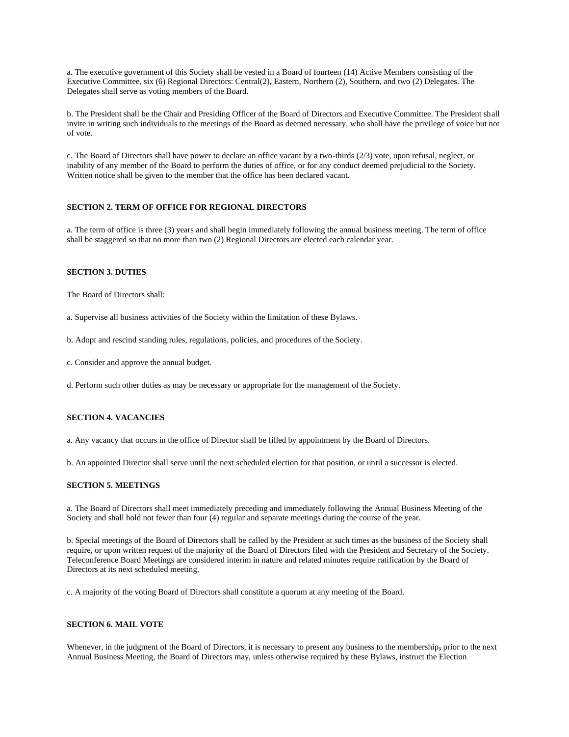a. The executive government of this Society shall be vested in a Board of fourteen (14) Active Members consisting of the Executive Committee, six (6) Regional Directors: Central(2)**,** Eastern, Northern (2), Southern, and two (2) Delegates. The Delegates shall serve as voting members of the Board.

b. The President shall be the Chair and Presiding Officer of the Board of Directors and Executive Committee. The President shall invite in writing such individuals to the meetings of the Board as deemed necessary, who shall have the privilege of voice but not of vote.

c. The Board of Directors shall have power to declare an office vacant by a two-thirds (2/3) vote, upon refusal, neglect, or inability of any member of the Board to perform the duties of office, or for any conduct deemed prejudicial to the Society. Written notice shall be given to the member that the office has been declared vacant.

**SECTION 2. TERM OF OFFICE FOR REGIONAL DIRECTORS**

a. The term of office is three (3) years and shall begin immediately following the annual business meeting. The term of office shall be staggered so that no more than two (2) Regional Directors are elected each calendar year.

**SECTION 3. DUTIES**

The Board of Directors shall:

a. Supervise all business activities of the Society within the limitation of these Bylaws.

b. Adopt and rescind standing rules, regulations, policies, and procedures of the Society.

c. Consider and approve the annual budget.

d. Perform such other duties as may be necessary or appropriate for the management of the Society.

**SECTION 4. VACANCIES**

a. Any vacancy that occurs in the office of Director shall be filled by appointment by the Board of Directors.

b. An appointed Director shall serve until the next scheduled election for that position, or until a successor is elected.

**SECTION 5. MEETINGS**

a. The Board of Directors shall meet immediately preceding and immediately following the Annual Business Meeting of the Society and shall hold not fewer than four (4) regular and separate meetings during the course of the year.

b. Special meetings of the Board of Directors shall be called by the President at such times as the business of the Society shall require, or upon written request of the majority of the Board of Directors filed with the President and Secretary of the Society. Teleconference Board Meetings are considered interim in nature and related minutes require ratification by the Board of Directors at its next scheduled meeting.

c. A majority of the voting Board of Directors shall constitute a quorum at any meeting of the Board.

**SECTION 6. MAIL VOTE**

Whenever, in the judgment of the Board of Directors, it is necessary to present any business to the membership, prior to the next Annual Business Meeting, the Board of Directors may, unless otherwise required by these Bylaws, instruct the Election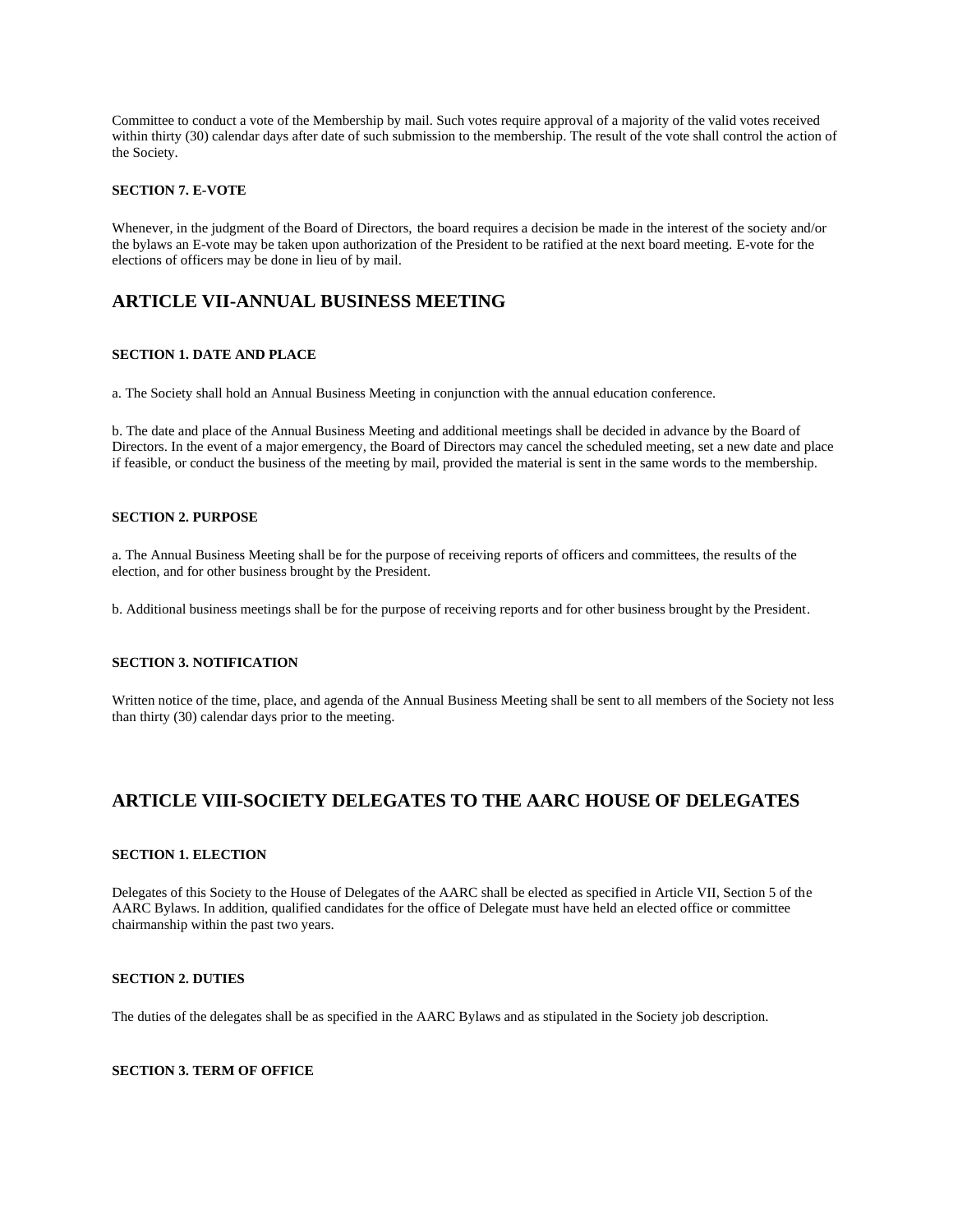Committee to conduct a vote of the Membership by mail. Such votes require approval of a majority of the valid votes received within thirty (30) calendar days after date of such submission to the membership. The result of the vote shall control the action of the Society.

#### SECTION 7. E-VOTE

Whenever, in the judgment of the Board of Directors, the board requires a decision be made in the interest of the society and/or the bylaws an E-vote may be taken upon authorization of the President to be ratified at the next board meeting. E-vote for the elections of officers may be done in lieu of by mail.

## ARTICLE VII-ANNUAL BUSINESS MEETING

#### SECTION 1. DATE AND PLACE

a. The Society shall hold an Annual Business Meeting in conjunction with the annual education conference.

b. The date and place of the Annual Business Meeting and additional meetings shall be decided in advance by the Board of Directors. In the event of a major emergency, the Board of Directors may cancel the scheduled meeting, set a new date and place if feasible, or conduct the business of the meeting by mail, provided the material is sent in the same words to the membership.

#### SECTION 2. PURPOSE

a. The Annual Business Meeting shall be for the purpose of receiving reports of officers and committees, the results of the election, and for other business brought by the President.

b. Additional business meetings shall be for the purpose of receiving reports and for other business brought by the President.

#### SECTION 3. NOTIFICATION

Written notice of the time, place, and agenda of the Annual Business Meeting shall be sent to all members of the Society not less than thirty (30) calendar days prior to the meeting.

## ARTICLE VIII-SOCIETY DELEGATES TO THE AARC HOUSE OF DELEGATES

#### SECTION 1. ELECTION

Delegates of this Society to the House of Delegates of the AARC shall be elected as specified in Article VII, Section 5 of the AARC Bylaws. In addition, qualified candidates for the office of Delegate must have held an elected office or committee chairmanship within the past two years.

#### SECTION 2. DUTIES

The duties of the delegates shall be as specified in the AARC Bylaws and as stipulated in the Society job description.

#### SECTION 3. TERM OF OFFICE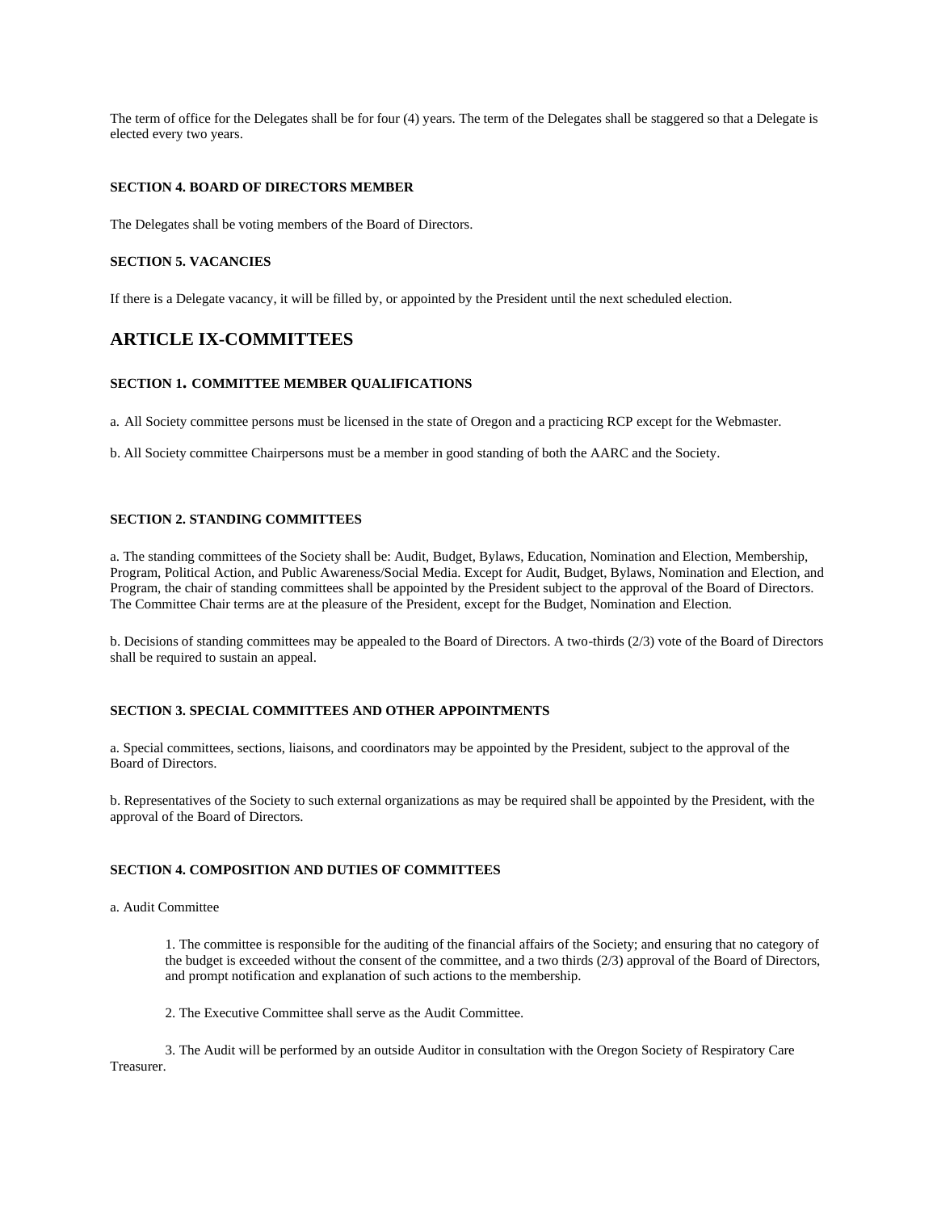The term of office for the Delegates shall be for four (4) years. The term of the Delegates shall be staggered so that a Delegate is elected every two years.

#### SECTION 4. BOARD OF DIRECTORS MEMBER

The Delegates shall be voting members of the Board of Directors.

#### SECTION 5. VACANCIES

If there is a Delegate vacancy, it will be filled by, or appointed by the President until the next scheduled election.

## ARTICLE IX-COMMITTEES

#### SECTION 1. COMMITTEE MEMBER QUALIFICATIONS

a. All Society committee persons must be licensed in the state of Oregon and a practicing RCP except for the Webmaster.

b. All Society committee Chairpersons must be a member in good standing of both the AARC and the Society.

#### SECTION 2. STANDING COMMITTEES

a. The standing committees of the Society shall be: Audit, Budget, Bylaws, Education, Nomination and Election, Membership, Program, Political Action, and Public Awareness/Social Media. Except for Audit, Budget, Bylaws, Nomination and Election, and Program, the chair of standing committees shall be appointed by the President subject to the approval of the Board of Directors. The Committee Chair terms are at the pleasure of the President, except for the Budget, Nomination and Election.

b. Decisions of standing committees may be appealed to the Board of Directors. A two-thirds (2/3) vote of the Board of Directors shall be required to sustain an appeal.

#### SECTION 3. SPECIAL COMMITTEES AND OTHER APPOINTMENTS

a. Special committees, sections, liaisons, and coordinators may be appointed by the President, subject to the approval of the Board of Directors.

b. Representatives of the Society to such external organizations as may be required shall be appointed by the President, with the approval of the Board of Directors.

#### SECTION 4. COMPOSITION AND DUTIES OF COMMITTEES

a. Audit Committee

1. The committee is responsible for the auditing of the financial affairs of the Society; and ensuring that no category of the budget is exceeded without the consent of the committee, and a two thirds (2/3) approval of the Board of Directors, and prompt notification and explanation of such actions to the membership.

2. The Executive Committee shall serve as the Audit Committee.

3. The Audit will be performed by an outside Auditor in consultation with the Oregon Society of Respiratory Care Treasurer.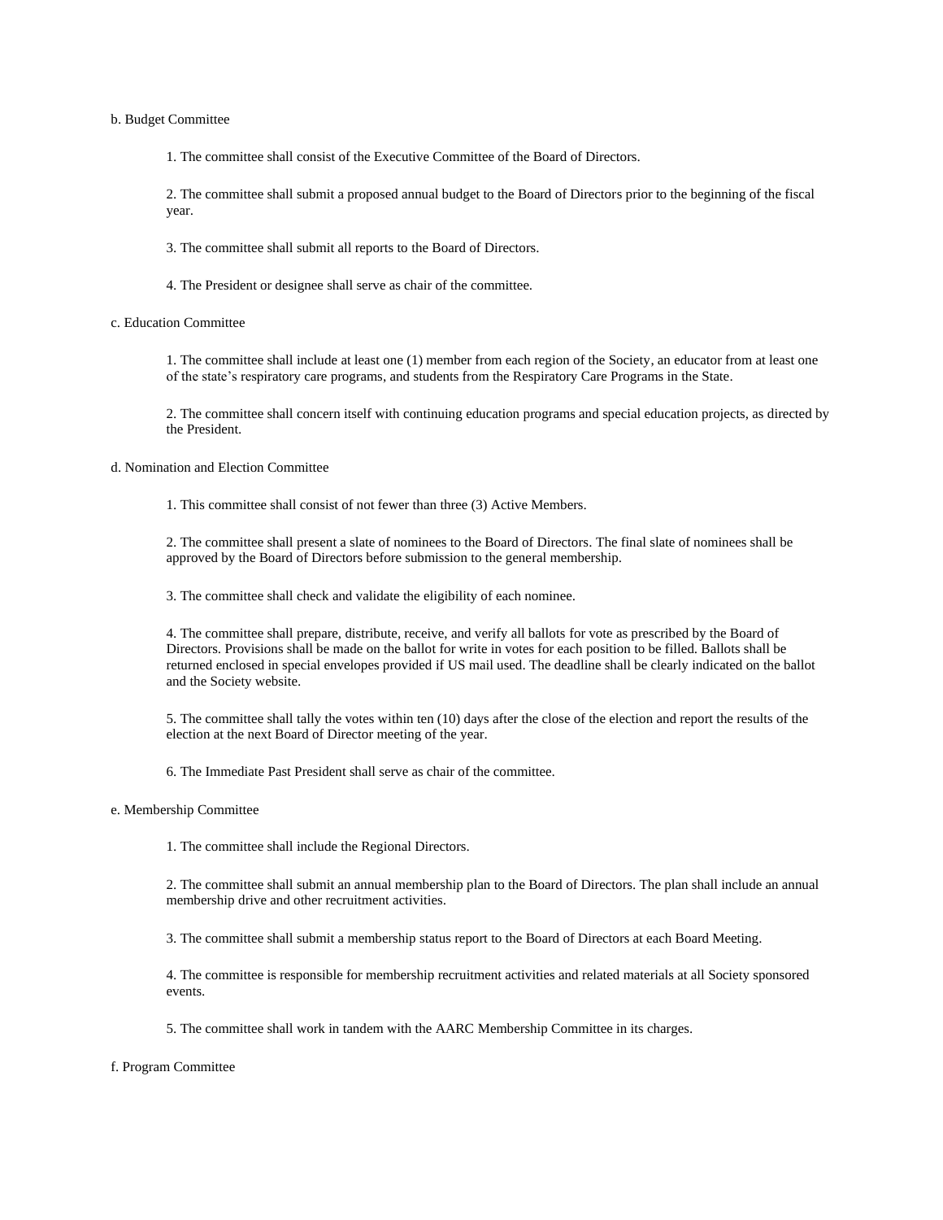b. Budget Committee

1. The committee shall consist of the Executive Committee of the Board of Directors.

2. The committee shall submit a proposed annual budget to the Board of Directors prior to the beginning of the fiscal year.

3. The committee shall submit all reports to the Board of Directors.

4. The President or designee shall serve as chair of the committee.

c. Education Committee

1. The committee shall include at least one (1) member from each region of the Society, an educator from at least one of the state's respiratory care programs, and students from the Respiratory Care Programs in the State.

2. The committee shall concern itself with continuing education programs and special education projects, as directed by the President.

d. Nomination and Election Committee

1. This committee shall consist of not fewer than three (3) Active Members.

2. The committee shall present a slate of nominees to the Board of Directors. The final slate of nominees shall be approved by the Board of Directors before submission to the general membership.

3. The committee shall check and validate the eligibility of each nominee.

4. The committee shall prepare, distribute, receive, and verify all ballots for vote as prescribed by the Board of Directors. Provisions shall be made on the ballot for write in votes for each position to be filled. Ballots shall be returned enclosed in special envelopes provided if US mail used. The deadline shall be clearly indicated on the ballot and the Society website.

5. The committee shall tally the votes within ten (10) days after the close of the election and report the results of the election at the next Board of Director meeting of the year.

6. The Immediate Past President shall serve as chair of the committee.

e. Membership Committee

1. The committee shall include the Regional Directors.

2. The committee shall submit an annual membership plan to the Board of Directors. The plan shall include an annual membership drive and other recruitment activities.

3. The committee shall submit a membership status report to the Board of Directors at each Board Meeting.

4. The committee is responsible for membership recruitment activities and related materials at all Society sponsored events.

5. The committee shall work in tandem with the AARC Membership Committee in its charges.

f. Program Committee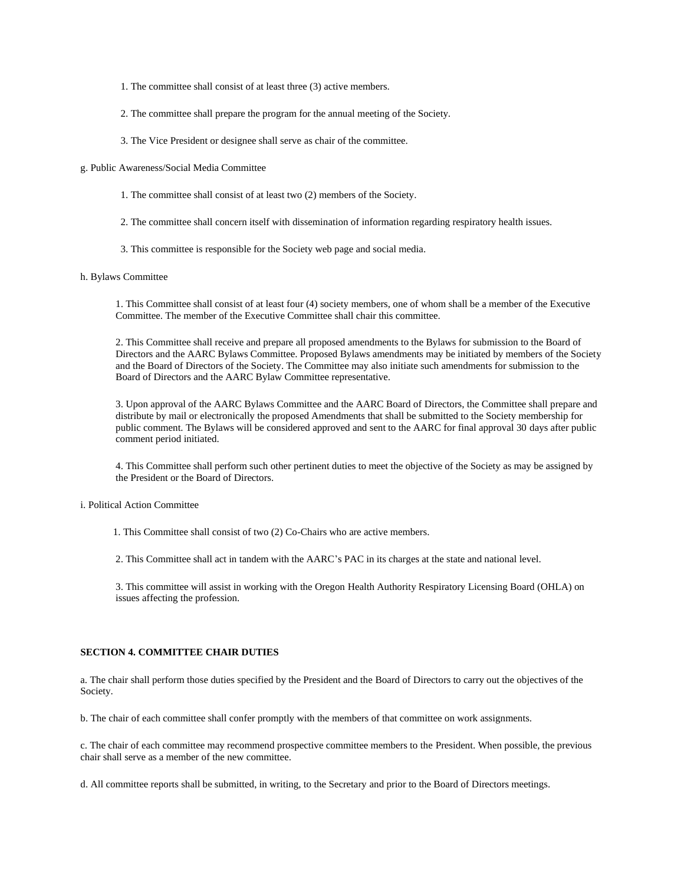1. The committee shall consist of at least three (3) active members.

2. The committee shall prepare the program for the annual meeting of the Society.

3. The Vice President or designee shall serve as chair of the committee.

g. Public Awareness/Social Media Committee

1. The committee shall consist of at least two (2) members of the Society.

2. The committee shall concern itself with dissemination of information regarding respiratory health issues.

3. This committee is responsible for the Society web page and social media.

h. Bylaws Committee

1. This Committee shall consist of at least four (4) society members, one of whom shall be a member of the Executive Committee. The member of the Executive Committee shall chair this committee.

2. This Committee shall receive and prepare all proposed amendments to the Bylaws for submission to the Board of Directors and the AARC Bylaws Committee. Proposed Bylaws amendments may be initiated by members of the Society and the Board of Directors of the Society. The Committee may also initiate such amendments for submission to the Board of Directors and the AARC Bylaw Committee representative.

3. Upon approval of the AARC Bylaws Committee and the AARC Board of Directors, the Committee shall prepare and distribute by mail or electronically the proposed Amendments that shall be submitted to the Society membership for public comment. The Bylaws will be considered approved and sent to the AARC for final approval 30 days after public comment period initiated.

4. This Committee shall perform such other pertinent duties to meet the objective of the Society as may be assigned by the President or the Board of Directors.

i. Political Action Committee

1. This Committee shall consist of two (2) Co-Chairs who are active members.

2. This Committee shall act in tandem with the AARC's PAC in its charges at the state and national level.

3. This committee will assist in working with the Oregon Health Authority Respiratory Licensing Board (OHLA) on issues affecting the profession.

**SECTION 4. COMMITTEE CHAIR DUTIES**

a. The chair shall perform those duties specified by the President and the Board of Directors to carry out the objectives of the Society.

b. The chair of each committee shall confer promptly with the members of that committee on work assignments.

c. The chair of each committee may recommend prospective committee members to the President. When possible, the previous chair shall serve as a member of the new committee.

d. All committee reports shall be submitted, in writing, to the Secretary and prior to the Board of Directors meetings.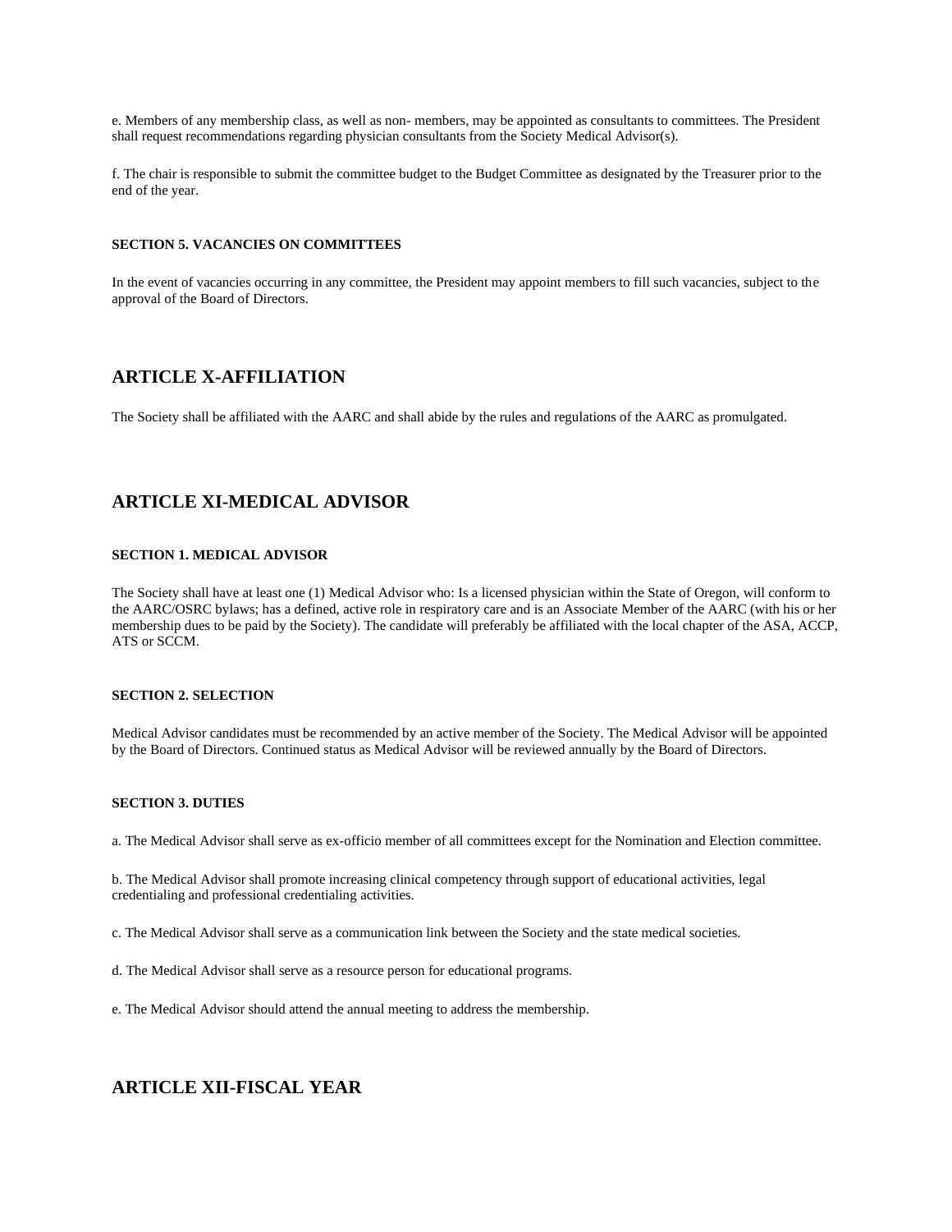e. Members of any membership class, as well as non- members, may be appointed as consultants to committees. The President shall request recommendations regarding physician consultants from the Society Medical Advisor(s).

f. The chair is responsible to submit the committee budget to the Budget Committee as designated by the Treasurer prior to the end of the year.

#### SECTION 5. VACANCIES ON COMMITTEES

In the event of vacancies occurring in any committee, the President may appoint members to fill such vacancies, subject to the approval of the Board of Directors.

## ARTICLE X-AFFILIATION

The Society shall be affiliated with the AARC and shall abide by the rules and regulations of the AARC as promulgated.

## ARTICLE XI-MEDICAL ADVISOR

#### SECTION 1. MEDICAL ADVISOR

The Society shall have at least one (1) Medical Advisor who: Is a licensed physician within the State of Oregon, will conform to the AARC/OSRC bylaws; has a defined, active role in respiratory care and is an Associate Member of the AARC (with his or her membership dues to be paid by the Society). The candidate will preferably be affiliated with the local chapter of the ASA, ACCP, ATS or SCCM.

#### SECTION 2. SELECTION

Medical Advisor candidates must be recommended by an active member of the Society. The Medical Advisor will be appointed by the Board of Directors. Continued status as Medical Advisor will be reviewed annually by the Board of Directors.

#### SECTION 3. DUTIES

a. The Medical Advisor shall serve as ex-officio member of all committees except for the Nomination and Election committee.

b. The Medical Advisor shall promote increasing clinical competency through support of educational activities, legal credentialing and professional credentialing activities.

c. The Medical Advisor shall serve as a communication link between the Society and the state medical societies.

d. The Medical Advisor shall serve as a resource person for educational programs.

e. The Medical Advisor should attend the annual meeting to address the membership.

## ARTICLE XII-FISCAL YEAR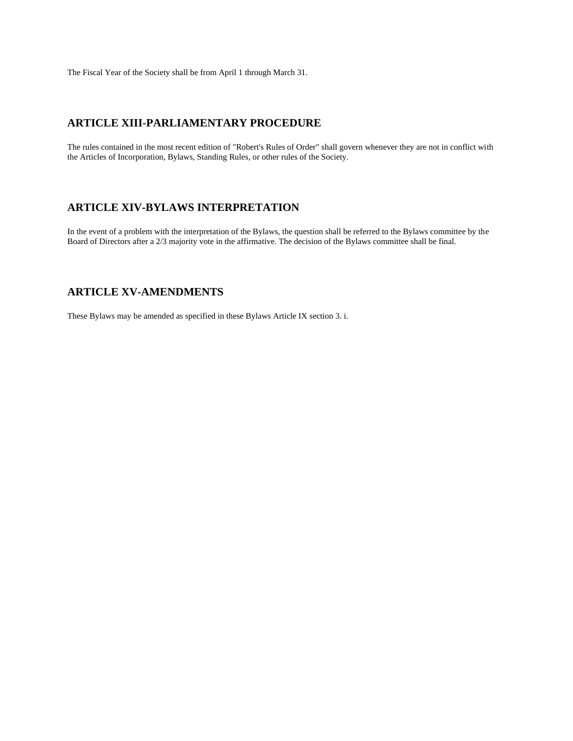The Fiscal Year of the Society shall be from April 1 through March 31.

## ARTICLE XIII-PARLIAMENTARY PROCEDURE

The rules contained in the most recent edition of "Robert's Rules of Order" shall govern whenever they are not in conflict with the Articles of Incorporation, Bylaws, Standing Rules, or other rules of the Society.

## ARTICLE XIV-BYLAWS INTERPRETATION

In the event of a problem with the interpretation of the Bylaws, the question shall be referred to the Bylaws committee by the Board of Directors after a 2/3 majority vote in the affirmative. The decision of the Bylaws committee shall be final.

## ARTICLE XV-AMENDMENTS

These Bylaws may be amended as specified in these Bylaws Article IX section 3. i.